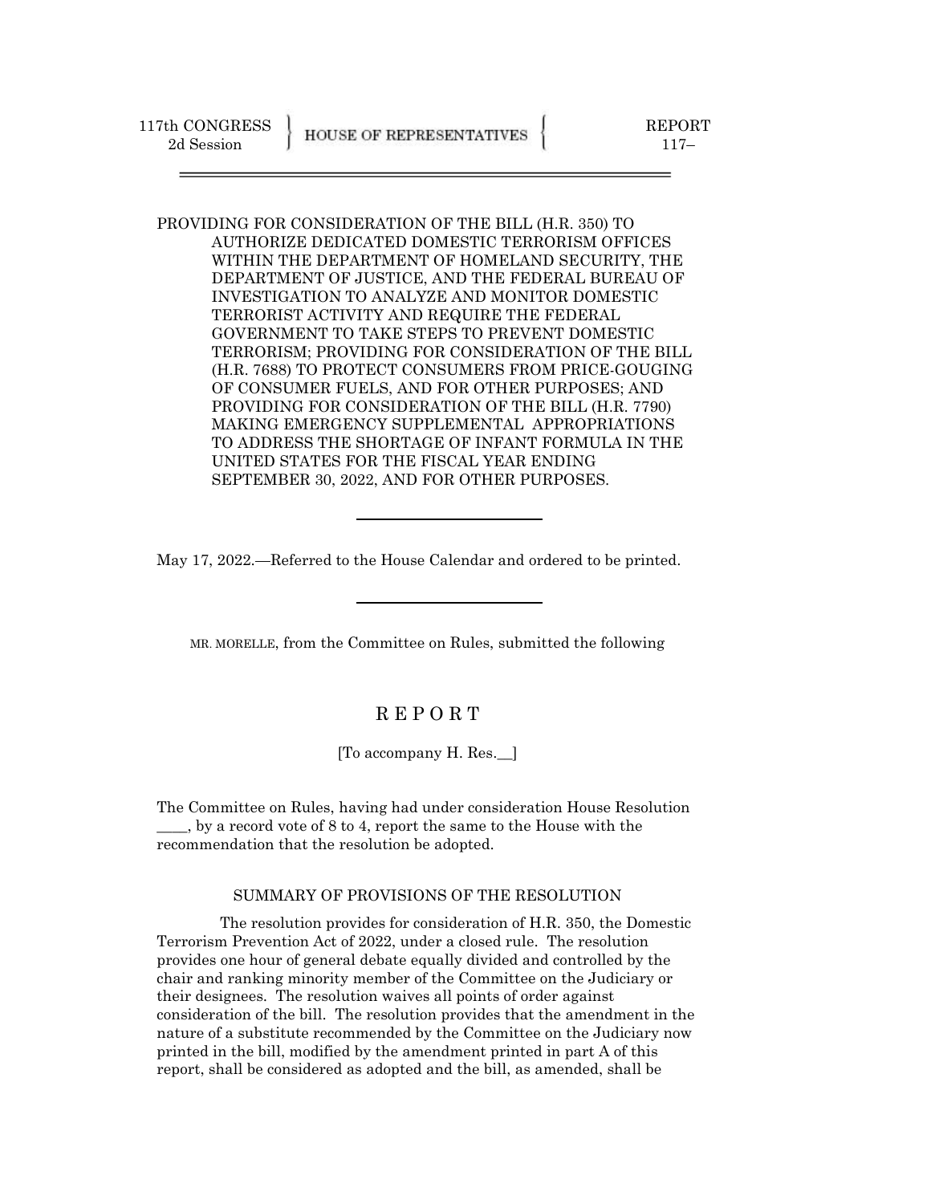117th CONGRESS
2d Session

HOUSE OF REPRESENTATIVES

REPORT
117–

---

PROVIDING FOR CONSIDERATION OF THE BILL (H.R. 350) TO AUTHORIZE DEDICATED DOMESTIC TERRORISM OFFICES WITHIN THE DEPARTMENT OF HOMELAND SECURITY, THE DEPARTMENT OF JUSTICE, AND THE FEDERAL BUREAU OF INVESTIGATION TO ANALYZE AND MONITOR DOMESTIC TERRORIST ACTIVITY AND REQUIRE THE FEDERAL GOVERNMENT TO TAKE STEPS TO PREVENT DOMESTIC TERRORISM; PROVIDING FOR CONSIDERATION OF THE BILL (H.R. 7688) TO PROTECT CONSUMERS FROM PRICE-GOUGING OF CONSUMER FUELS, AND FOR OTHER PURPOSES; AND PROVIDING FOR CONSIDERATION OF THE BILL (H.R. 7790) MAKING EMERGENCY SUPPLEMENTAL APPROPRIATIONS TO ADDRESS THE SHORTAGE OF INFANT FORMULA IN THE UNITED STATES FOR THE FISCAL YEAR ENDING SEPTEMBER 30, 2022, AND FOR OTHER PURPOSES.

---

May 17, 2022.—Referred to the House Calendar and ordered to be printed.

---

MR. MORELLE, from the Committee on Rules, submitted the following

# R E P O R T

[To accompany H. Res.__]

The Committee on Rules, having had under consideration House Resolution ____, by a record vote of 8 to 4, report the same to the House with the recommendation that the resolution be adopted.

## SUMMARY OF PROVISIONS OF THE RESOLUTION

The resolution provides for consideration of H.R. 350, the Domestic Terrorism Prevention Act of 2022, under a closed rule. The resolution provides one hour of general debate equally divided and controlled by the chair and ranking minority member of the Committee on the Judiciary or their designees. The resolution waives all points of order against consideration of the bill. The resolution provides that the amendment in the nature of a substitute recommended by the Committee on the Judiciary now printed in the bill, modified by the amendment printed in part A of this report, shall be considered as adopted and the bill, as amended, shall be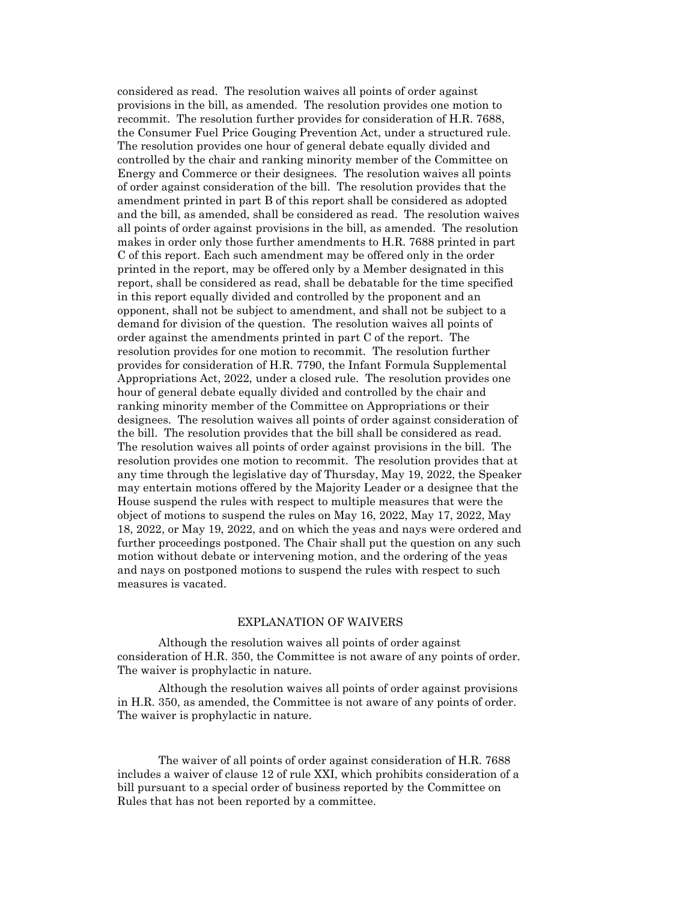considered as read. The resolution waives all points of order against provisions in the bill, as amended. The resolution provides one motion to recommit. The resolution further provides for consideration of H.R. 7688, the Consumer Fuel Price Gouging Prevention Act, under a structured rule. The resolution provides one hour of general debate equally divided and controlled by the chair and ranking minority member of the Committee on Energy and Commerce or their designees. The resolution waives all points of order against consideration of the bill. The resolution provides that the amendment printed in part B of this report shall be considered as adopted and the bill, as amended, shall be considered as read. The resolution waives all points of order against provisions in the bill, as amended. The resolution makes in order only those further amendments to H.R. 7688 printed in part C of this report. Each such amendment may be offered only in the order printed in the report, may be offered only by a Member designated in this report, shall be considered as read, shall be debatable for the time specified in this report equally divided and controlled by the proponent and an opponent, shall not be subject to amendment, and shall not be subject to a demand for division of the question. The resolution waives all points of order against the amendments printed in part C of the report. The resolution provides for one motion to recommit. The resolution further provides for consideration of H.R. 7790, the Infant Formula Supplemental Appropriations Act, 2022, under a closed rule. The resolution provides one hour of general debate equally divided and controlled by the chair and ranking minority member of the Committee on Appropriations or their designees. The resolution waives all points of order against consideration of the bill. The resolution provides that the bill shall be considered as read. The resolution waives all points of order against provisions in the bill. The resolution provides one motion to recommit. The resolution provides that at any time through the legislative day of Thursday, May 19, 2022, the Speaker may entertain motions offered by the Majority Leader or a designee that the House suspend the rules with respect to multiple measures that were the object of motions to suspend the rules on May 16, 2022, May 17, 2022, May 18, 2022, or May 19, 2022, and on which the yeas and nays were ordered and further proceedings postponed. The Chair shall put the question on any such motion without debate or intervening motion, and the ordering of the yeas and nays on postponed motions to suspend the rules with respect to such measures is vacated.

## EXPLANATION OF WAIVERS

Although the resolution waives all points of order against consideration of H.R. 350, the Committee is not aware of any points of order. The waiver is prophylactic in nature.

Although the resolution waives all points of order against provisions in H.R. 350, as amended, the Committee is not aware of any points of order. The waiver is prophylactic in nature.

The waiver of all points of order against consideration of H.R. 7688 includes a waiver of clause 12 of rule XXI, which prohibits consideration of a bill pursuant to a special order of business reported by the Committee on Rules that has not been reported by a committee.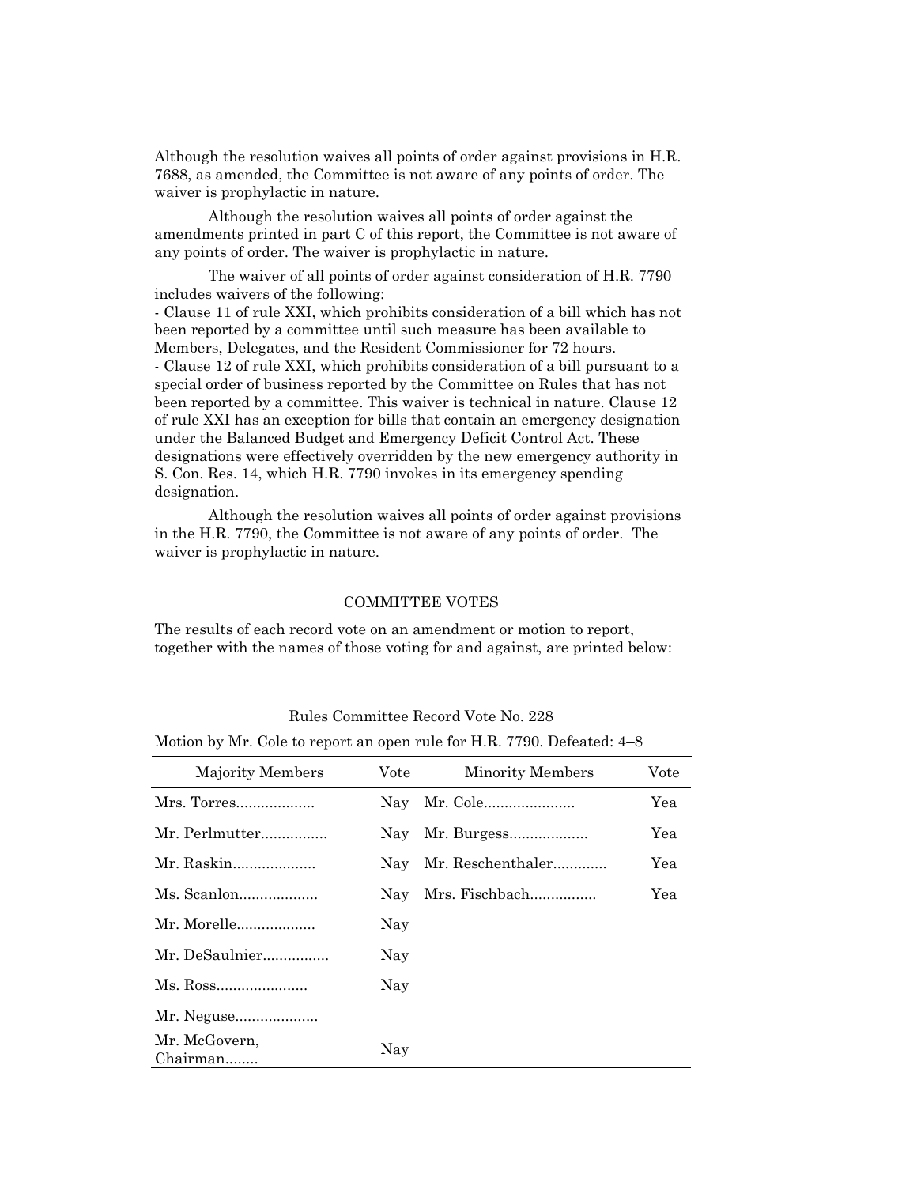Although the resolution waives all points of order against provisions in H.R. 7688, as amended, the Committee is not aware of any points of order. The waiver is prophylactic in nature.

Although the resolution waives all points of order against the amendments printed in part C of this report, the Committee is not aware of any points of order. The waiver is prophylactic in nature.

The waiver of all points of order against consideration of H.R. 7790 includes waivers of the following:

- Clause 11 of rule XXI, which prohibits consideration of a bill which has not been reported by a committee until such measure has been available to Members, Delegates, and the Resident Commissioner for 72 hours.
- Clause 12 of rule XXI, which prohibits consideration of a bill pursuant to a special order of business reported by the Committee on Rules that has not been reported by a committee. This waiver is technical in nature. Clause 12 of rule XXI has an exception for bills that contain an emergency designation under the Balanced Budget and Emergency Deficit Control Act. These designations were effectively overridden by the new emergency authority in S. Con. Res. 14, which H.R. 7790 invokes in its emergency spending designation.

Although the resolution waives all points of order against provisions in the H.R. 7790, the Committee is not aware of any points of order. The waiver is prophylactic in nature.

## COMMITTEE VOTES

The results of each record vote on an amendment or motion to report, together with the names of those voting for and against, are printed below:

Rules Committee Record Vote No. 228

Motion by Mr. Cole to report an open rule for H.R. 7790. Defeated: 4–8

| Majority Members | Vote | Minority Members | Vote |
|---|---|---|---|
| Mrs. Torres.................. | Nay | Mr. Cole...................... | Yea |
| Mr. Perlmutter................ | Nay | Mr. Burgess................... | Yea |
| Mr. Raskin.................... | Nay | Mr. Reschenthaler............. | Yea |
| Ms. Scanlon................... | Nay | Mrs. Fischbach................ | Yea |
| Mr. Morelle................... | Nay | | |
| Mr. DeSaulnier................ | Nay | | |
| Ms. Ross...................... | Nay | | |
| Mr. Neguse.................... | | | |
| Mr. McGovern, Chairman........ | Nay | | |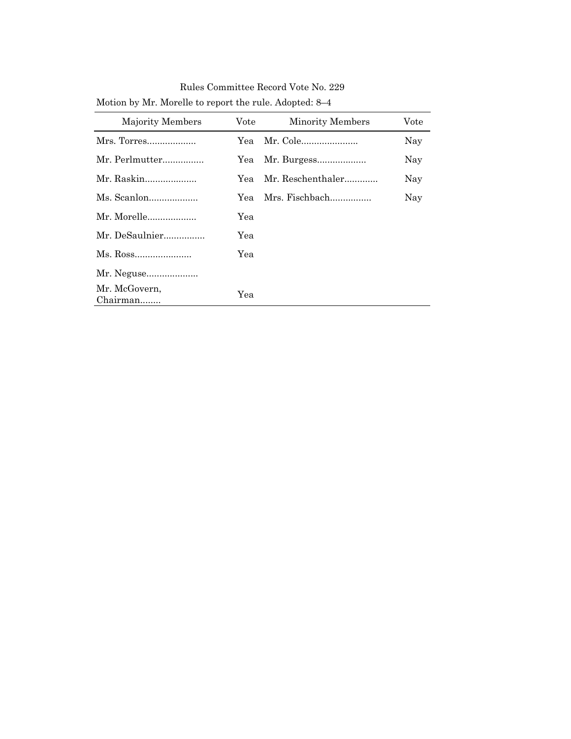Rules Committee Record Vote No. 229

Motion by Mr. Morelle to report the rule. Adopted: 8–4

| Majority Members | Vote | Minority Members | Vote |
|---|---|---|---|
| Mrs. Torres.................. | Yea | Mr. Cole..................... | Nay |
| Mr. Perlmutter................ | Yea | Mr. Burgess.................. | Nay |
| Mr. Raskin.................... | Yea | Mr. Reschenthaler............ | Nay |
| Ms. Scanlon................... | Yea | Mrs. Fischbach................ | Nay |
| Mr. Morelle................... | Yea | | |
| Mr. DeSaulnier................ | Yea | | |
| Ms. Ross...................... | Yea | | |
| Mr. Neguse.................... | | | |
| Mr. McGovern, Chairman........ | Yea | | |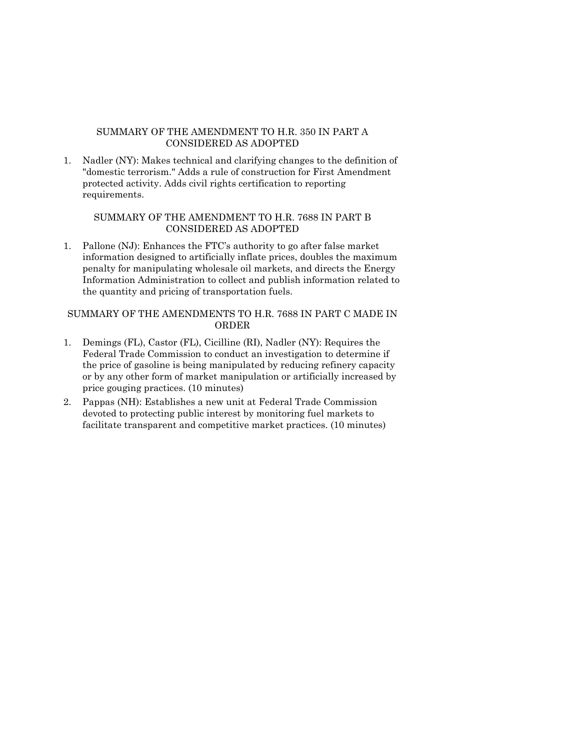## SUMMARY OF THE AMENDMENT TO H.R. 350 IN PART A CONSIDERED AS ADOPTED

1. Nadler (NY): Makes technical and clarifying changes to the definition of "domestic terrorism." Adds a rule of construction for First Amendment protected activity. Adds civil rights certification to reporting requirements.

## SUMMARY OF THE AMENDMENT TO H.R. 7688 IN PART B CONSIDERED AS ADOPTED

1. Pallone (NJ): Enhances the FTC's authority to go after false market information designed to artificially inflate prices, doubles the maximum penalty for manipulating wholesale oil markets, and directs the Energy Information Administration to collect and publish information related to the quantity and pricing of transportation fuels.

## SUMMARY OF THE AMENDMENTS TO H.R. 7688 IN PART C MADE IN ORDER

1. Demings (FL), Castor (FL), Cicilline (RI), Nadler (NY): Requires the Federal Trade Commission to conduct an investigation to determine if the price of gasoline is being manipulated by reducing refinery capacity or by any other form of market manipulation or artificially increased by price gouging practices. (10 minutes)
2. Pappas (NH): Establishes a new unit at Federal Trade Commission devoted to protecting public interest by monitoring fuel markets to facilitate transparent and competitive market practices. (10 minutes)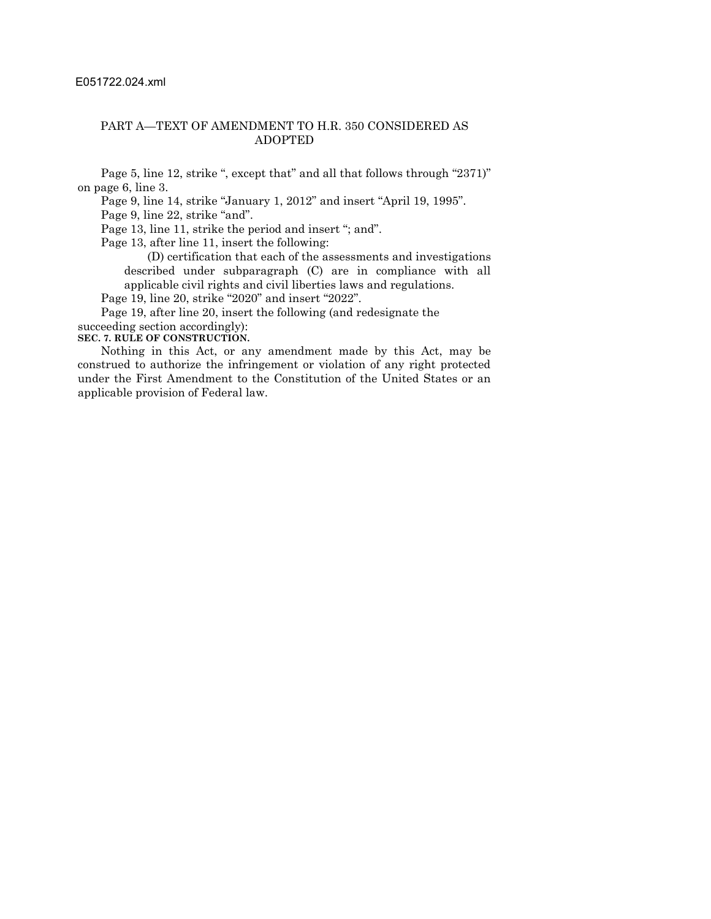E051722.024.xml

## PART A—TEXT OF AMENDMENT TO H.R. 350 CONSIDERED AS ADOPTED

Page 5, line 12, strike ", except that" and all that follows through "2371)" on page 6, line 3.

Page 9, line 14, strike "January 1, 2012" and insert "April 19, 1995".

Page 9, line 22, strike "and".

Page 13, line 11, strike the period and insert "; and".

Page 13, after line 11, insert the following:

> (D) certification that each of the assessments and investigations described under subparagraph (C) are in compliance with all applicable civil rights and civil liberties laws and regulations.

Page 19, line 20, strike "2020" and insert "2022".

Page 19, after line 20, insert the following (and redesignate the succeeding section accordingly):

**SEC. 7. RULE OF CONSTRUCTION.**

Nothing in this Act, or any amendment made by this Act, may be construed to authorize the infringement or violation of any right protected under the First Amendment to the Constitution of the United States or an applicable provision of Federal law.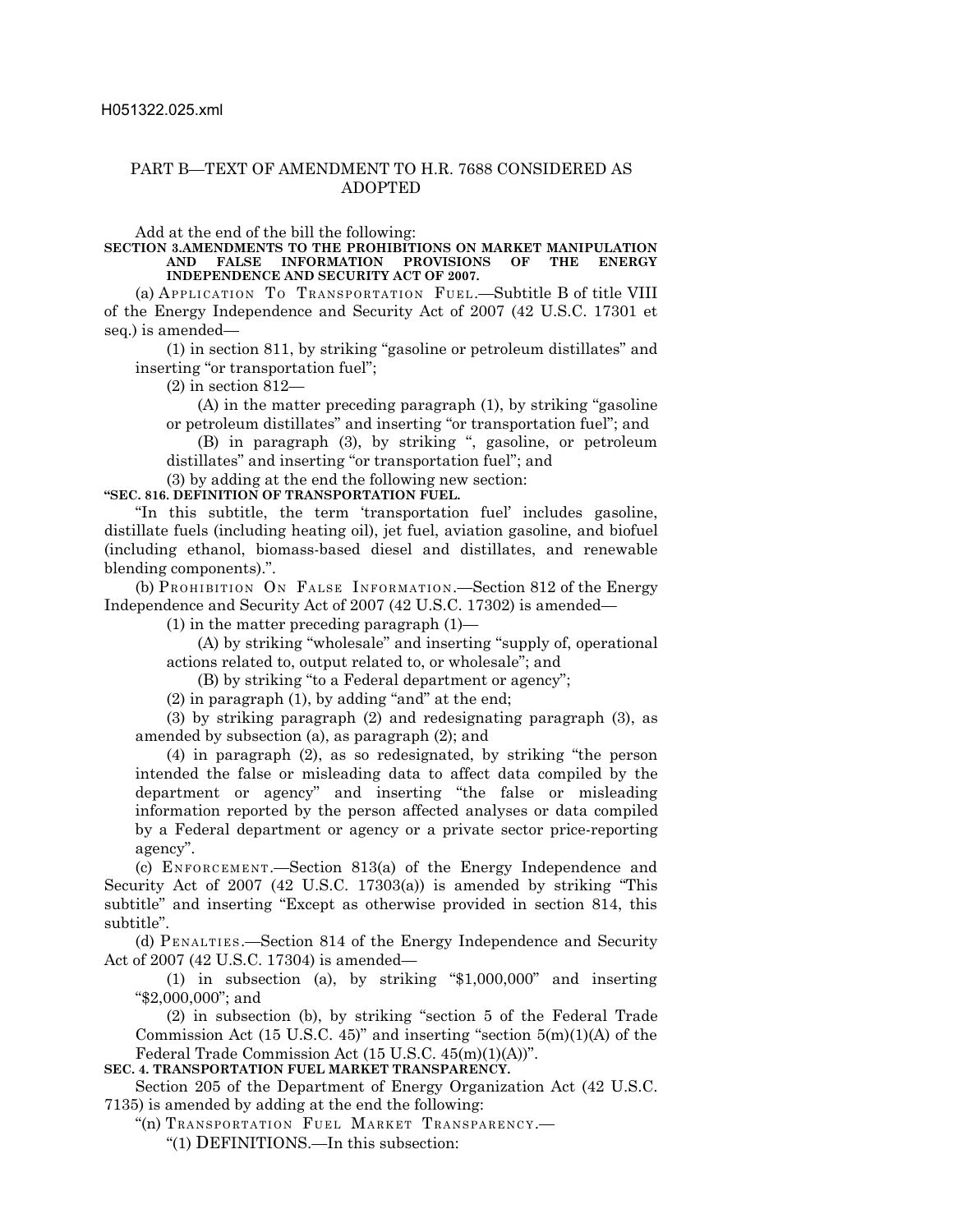## PART B—TEXT OF AMENDMENT TO H.R. 7688 CONSIDERED AS ADOPTED

Add at the end of the bill the following:

**SECTION 3.AMENDMENTS TO THE PROHIBITIONS ON MARKET MANIPULATION AND FALSE INFORMATION PROVISIONS OF THE ENERGY INDEPENDENCE AND SECURITY ACT OF 2007.**

(a) APPLICATION TO TRANSPORTATION FUEL.—Subtitle B of title VIII of the Energy Independence and Security Act of 2007 (42 U.S.C. 17301 et seq.) is amended—

(1) in section 811, by striking "gasoline or petroleum distillates" and inserting "or transportation fuel";

(2) in section 812—

(A) in the matter preceding paragraph (1), by striking "gasoline or petroleum distillates" and inserting "or transportation fuel"; and

(B) in paragraph (3), by striking ", gasoline, or petroleum distillates" and inserting "or transportation fuel"; and

(3) by adding at the end the following new section:

**"SEC. 816. DEFINITION OF TRANSPORTATION FUEL.**

"In this subtitle, the term 'transportation fuel' includes gasoline, distillate fuels (including heating oil), jet fuel, aviation gasoline, and biofuel (including ethanol, biomass-based diesel and distillates, and renewable blending components).".

(b) PROHIBITION ON FALSE INFORMATION.—Section 812 of the Energy Independence and Security Act of 2007 (42 U.S.C. 17302) is amended—

(1) in the matter preceding paragraph (1)—

(A) by striking "wholesale" and inserting "supply of, operational actions related to, output related to, or wholesale"; and

(B) by striking "to a Federal department or agency";

(2) in paragraph (1), by adding "and" at the end;

(3) by striking paragraph (2) and redesignating paragraph (3), as amended by subsection (a), as paragraph (2); and

(4) in paragraph (2), as so redesignated, by striking "the person intended the false or misleading data to affect data compiled by the department or agency" and inserting "the false or misleading information reported by the person affected analyses or data compiled by a Federal department or agency or a private sector price-reporting agency".

(c) ENFORCEMENT.—Section 813(a) of the Energy Independence and Security Act of 2007 (42 U.S.C. 17303(a)) is amended by striking "This subtitle" and inserting "Except as otherwise provided in section 814, this subtitle".

(d) PENALTIES.—Section 814 of the Energy Independence and Security Act of 2007 (42 U.S.C. 17304) is amended—

(1) in subsection (a), by striking "$1,000,000" and inserting "$2,000,000"; and

(2) in subsection (b), by striking "section 5 of the Federal Trade Commission Act (15 U.S.C. 45)" and inserting "section 5(m)(1)(A) of the Federal Trade Commission Act (15 U.S.C. 45(m)(1)(A))".

**SEC. 4. TRANSPORTATION FUEL MARKET TRANSPARENCY.**

Section 205 of the Department of Energy Organization Act (42 U.S.C. 7135) is amended by adding at the end the following:

"(n) TRANSPORTATION FUEL MARKET TRANSPARENCY.—

"(1) DEFINITIONS.—In this subsection: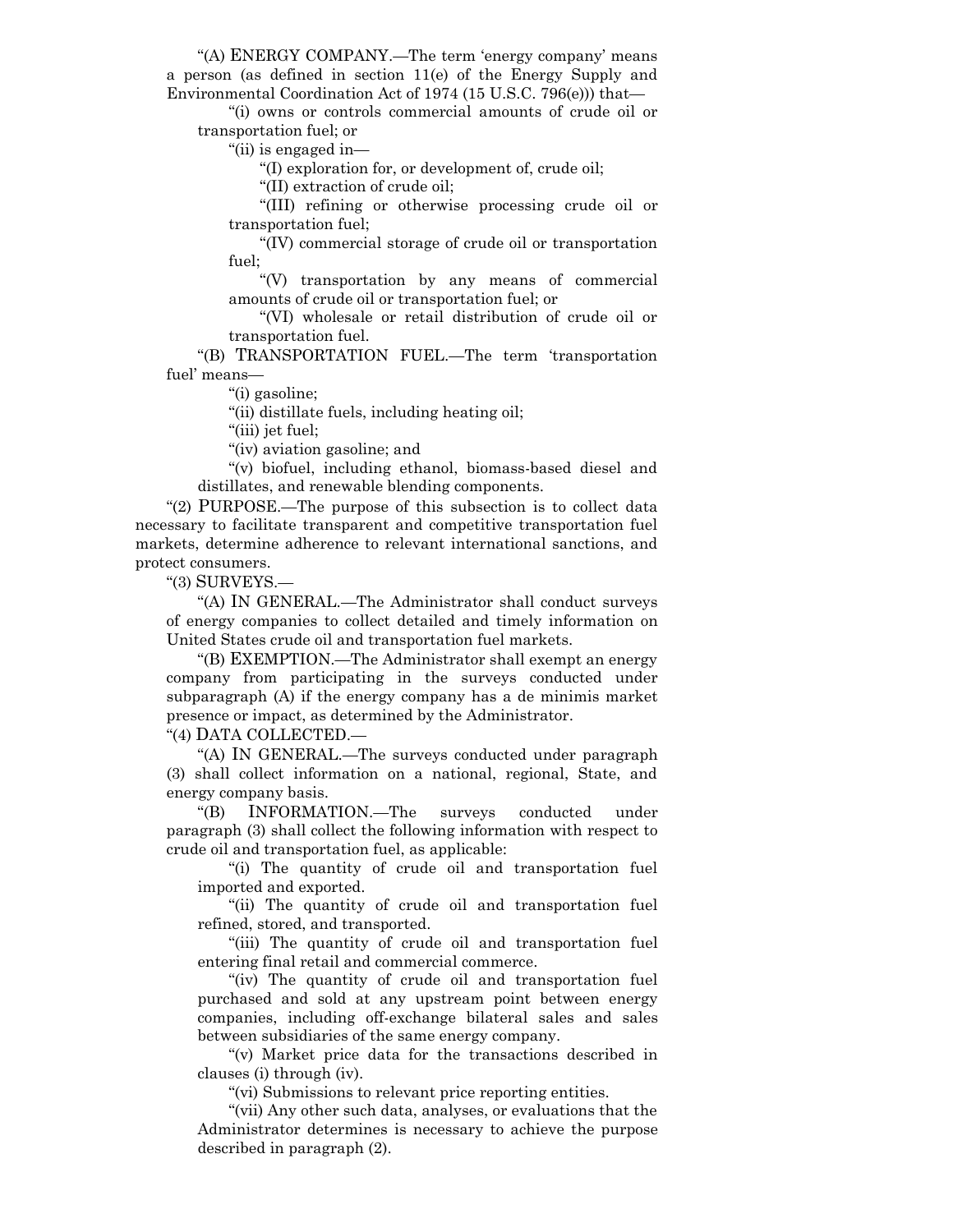"(A) ENERGY COMPANY.—The term 'energy company' means a person (as defined in section 11(e) of the Energy Supply and Environmental Coordination Act of 1974 (15 U.S.C. 796(e))) that—

"(i) owns or controls commercial amounts of crude oil or transportation fuel; or

"(ii) is engaged in—

"(I) exploration for, or development of, crude oil;

"(II) extraction of crude oil;

"(III) refining or otherwise processing crude oil or transportation fuel;

"(IV) commercial storage of crude oil or transportation fuel;

"(V) transportation by any means of commercial amounts of crude oil or transportation fuel; or

"(VI) wholesale or retail distribution of crude oil or transportation fuel.

"(B) TRANSPORTATION FUEL.—The term 'transportation fuel' means—

"(i) gasoline;

"(ii) distillate fuels, including heating oil;

"(iii) jet fuel;

"(iv) aviation gasoline; and

"(v) biofuel, including ethanol, biomass-based diesel and distillates, and renewable blending components.

"(2) PURPOSE.—The purpose of this subsection is to collect data necessary to facilitate transparent and competitive transportation fuel markets, determine adherence to relevant international sanctions, and protect consumers.

"(3) SURVEYS.—

"(A) IN GENERAL.—The Administrator shall conduct surveys of energy companies to collect detailed and timely information on United States crude oil and transportation fuel markets.

"(B) EXEMPTION.—The Administrator shall exempt an energy company from participating in the surveys conducted under subparagraph (A) if the energy company has a de minimis market presence or impact, as determined by the Administrator.

"(4) DATA COLLECTED.—

"(A) IN GENERAL.—The surveys conducted under paragraph (3) shall collect information on a national, regional, State, and energy company basis.

"(B) INFORMATION.—The surveys conducted under paragraph (3) shall collect the following information with respect to crude oil and transportation fuel, as applicable:

"(i) The quantity of crude oil and transportation fuel imported and exported.

"(ii) The quantity of crude oil and transportation fuel refined, stored, and transported.

"(iii) The quantity of crude oil and transportation fuel entering final retail and commercial commerce.

"(iv) The quantity of crude oil and transportation fuel purchased and sold at any upstream point between energy companies, including off-exchange bilateral sales and sales between subsidiaries of the same energy company.

"(v) Market price data for the transactions described in clauses (i) through (iv).

"(vi) Submissions to relevant price reporting entities.

"(vii) Any other such data, analyses, or evaluations that the Administrator determines is necessary to achieve the purpose described in paragraph (2).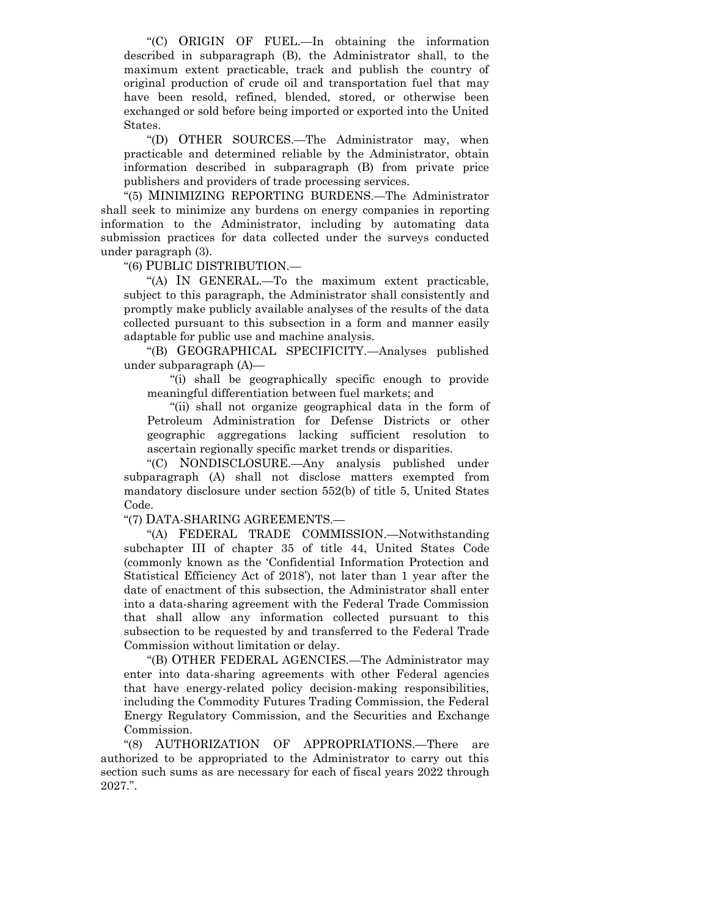"(C) ORIGIN OF FUEL.—In obtaining the information described in subparagraph (B), the Administrator shall, to the maximum extent practicable, track and publish the country of original production of crude oil and transportation fuel that may have been resold, refined, blended, stored, or otherwise been exchanged or sold before being imported or exported into the United States.

"(D) OTHER SOURCES.—The Administrator may, when practicable and determined reliable by the Administrator, obtain information described in subparagraph (B) from private price publishers and providers of trade processing services.

"(5) MINIMIZING REPORTING BURDENS.—The Administrator shall seek to minimize any burdens on energy companies in reporting information to the Administrator, including by automating data submission practices for data collected under the surveys conducted under paragraph (3).

"(6) PUBLIC DISTRIBUTION.—

"(A) IN GENERAL.—To the maximum extent practicable, subject to this paragraph, the Administrator shall consistently and promptly make publicly available analyses of the results of the data collected pursuant to this subsection in a form and manner easily adaptable for public use and machine analysis.

"(B) GEOGRAPHICAL SPECIFICITY.—Analyses published under subparagraph (A)—

"(i) shall be geographically specific enough to provide meaningful differentiation between fuel markets; and

"(ii) shall not organize geographical data in the form of Petroleum Administration for Defense Districts or other geographic aggregations lacking sufficient resolution to ascertain regionally specific market trends or disparities.

"(C) NONDISCLOSURE.—Any analysis published under subparagraph (A) shall not disclose matters exempted from mandatory disclosure under section 552(b) of title 5, United States Code.

"(7) DATA-SHARING AGREEMENTS.—

"(A) FEDERAL TRADE COMMISSION.—Notwithstanding subchapter III of chapter 35 of title 44, United States Code (commonly known as the 'Confidential Information Protection and Statistical Efficiency Act of 2018'), not later than 1 year after the date of enactment of this subsection, the Administrator shall enter into a data-sharing agreement with the Federal Trade Commission that shall allow any information collected pursuant to this subsection to be requested by and transferred to the Federal Trade Commission without limitation or delay.

"(B) OTHER FEDERAL AGENCIES.—The Administrator may enter into data-sharing agreements with other Federal agencies that have energy-related policy decision-making responsibilities, including the Commodity Futures Trading Commission, the Federal Energy Regulatory Commission, and the Securities and Exchange Commission.

"(8) AUTHORIZATION OF APPROPRIATIONS.—There are authorized to be appropriated to the Administrator to carry out this section such sums as are necessary for each of fiscal years 2022 through 2027.".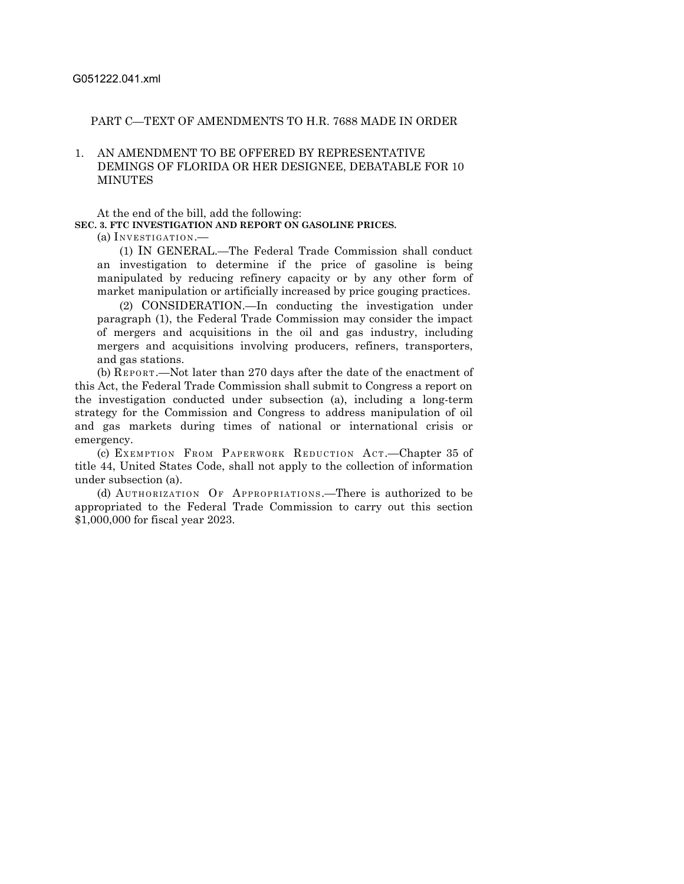PART C—TEXT OF AMENDMENTS TO H.R. 7688 MADE IN ORDER

1. AN AMENDMENT TO BE OFFERED BY REPRESENTATIVE DEMINGS OF FLORIDA OR HER DESIGNEE, DEBATABLE FOR 10 MINUTES

At the end of the bill, add the following:

**SEC. 3. FTC INVESTIGATION AND REPORT ON GASOLINE PRICES.**

(a) INVESTIGATION.—

(1) IN GENERAL.—The Federal Trade Commission shall conduct an investigation to determine if the price of gasoline is being manipulated by reducing refinery capacity or by any other form of market manipulation or artificially increased by price gouging practices.

(2) CONSIDERATION.—In conducting the investigation under paragraph (1), the Federal Trade Commission may consider the impact of mergers and acquisitions in the oil and gas industry, including mergers and acquisitions involving producers, refiners, transporters, and gas stations.

(b) REPORT.—Not later than 270 days after the date of the enactment of this Act, the Federal Trade Commission shall submit to Congress a report on the investigation conducted under subsection (a), including a long-term strategy for the Commission and Congress to address manipulation of oil and gas markets during times of national or international crisis or emergency.

(c) EXEMPTION FROM PAPERWORK REDUCTION ACT.—Chapter 35 of title 44, United States Code, shall not apply to the collection of information under subsection (a).

(d) AUTHORIZATION OF APPROPRIATIONS.—There is authorized to be appropriated to the Federal Trade Commission to carry out this section $1,000,000 for fiscal year 2023.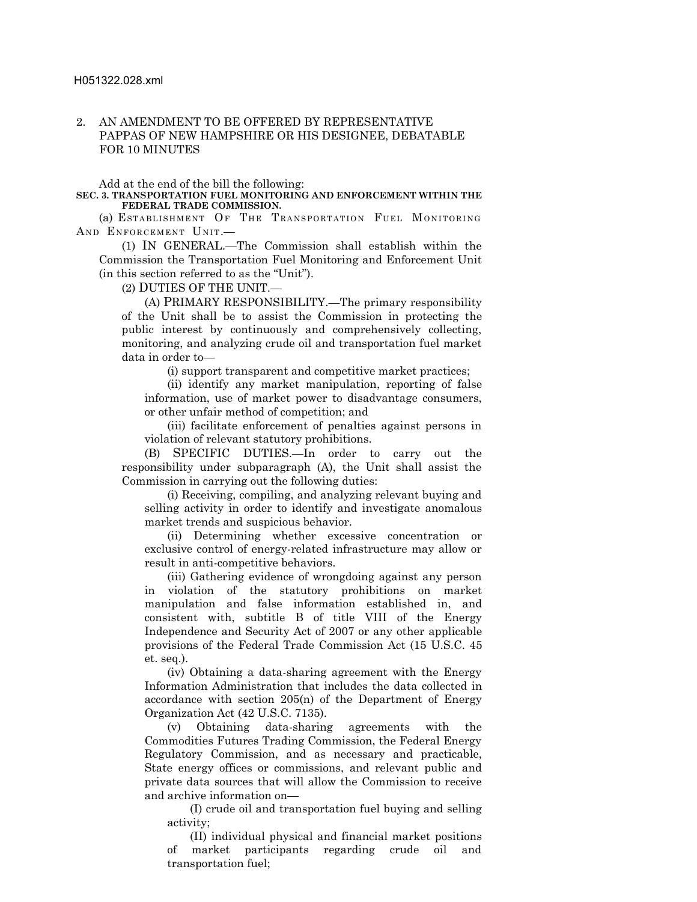2. AN AMENDMENT TO BE OFFERED BY REPRESENTATIVE PAPPAS OF NEW HAMPSHIRE OR HIS DESIGNEE, DEBATABLE FOR 10 MINUTES

Add at the end of the bill the following:

**SEC. 3. TRANSPORTATION FUEL MONITORING AND ENFORCEMENT WITHIN THE FEDERAL TRADE COMMISSION.**

(a) ESTABLISHMENT OF THE TRANSPORTATION FUEL MONITORING AND ENFORCEMENT UNIT.—

(1) IN GENERAL.—The Commission shall establish within the Commission the Transportation Fuel Monitoring and Enforcement Unit (in this section referred to as the "Unit").

(2) DUTIES OF THE UNIT.—

(A) PRIMARY RESPONSIBILITY.—The primary responsibility of the Unit shall be to assist the Commission in protecting the public interest by continuously and comprehensively collecting, monitoring, and analyzing crude oil and transportation fuel market data in order to—

(i) support transparent and competitive market practices;

(ii) identify any market manipulation, reporting of false information, use of market power to disadvantage consumers, or other unfair method of competition; and

(iii) facilitate enforcement of penalties against persons in violation of relevant statutory prohibitions.

(B) SPECIFIC DUTIES.—In order to carry out the responsibility under subparagraph (A), the Unit shall assist the Commission in carrying out the following duties:

(i) Receiving, compiling, and analyzing relevant buying and selling activity in order to identify and investigate anomalous market trends and suspicious behavior.

(ii) Determining whether excessive concentration or exclusive control of energy-related infrastructure may allow or result in anti-competitive behaviors.

(iii) Gathering evidence of wrongdoing against any person in violation of the statutory prohibitions on market manipulation and false information established in, and consistent with, subtitle B of title VIII of the Energy Independence and Security Act of 2007 or any other applicable provisions of the Federal Trade Commission Act (15 U.S.C. 45 et. seq.).

(iv) Obtaining a data-sharing agreement with the Energy Information Administration that includes the data collected in accordance with section 205(n) of the Department of Energy Organization Act (42 U.S.C. 7135).

(v) Obtaining data-sharing agreements with the Commodities Futures Trading Commission, the Federal Energy Regulatory Commission, and as necessary and practicable, State energy offices or commissions, and relevant public and private data sources that will allow the Commission to receive and archive information on—

(I) crude oil and transportation fuel buying and selling activity;

(II) individual physical and financial market positions of market participants regarding crude oil and transportation fuel;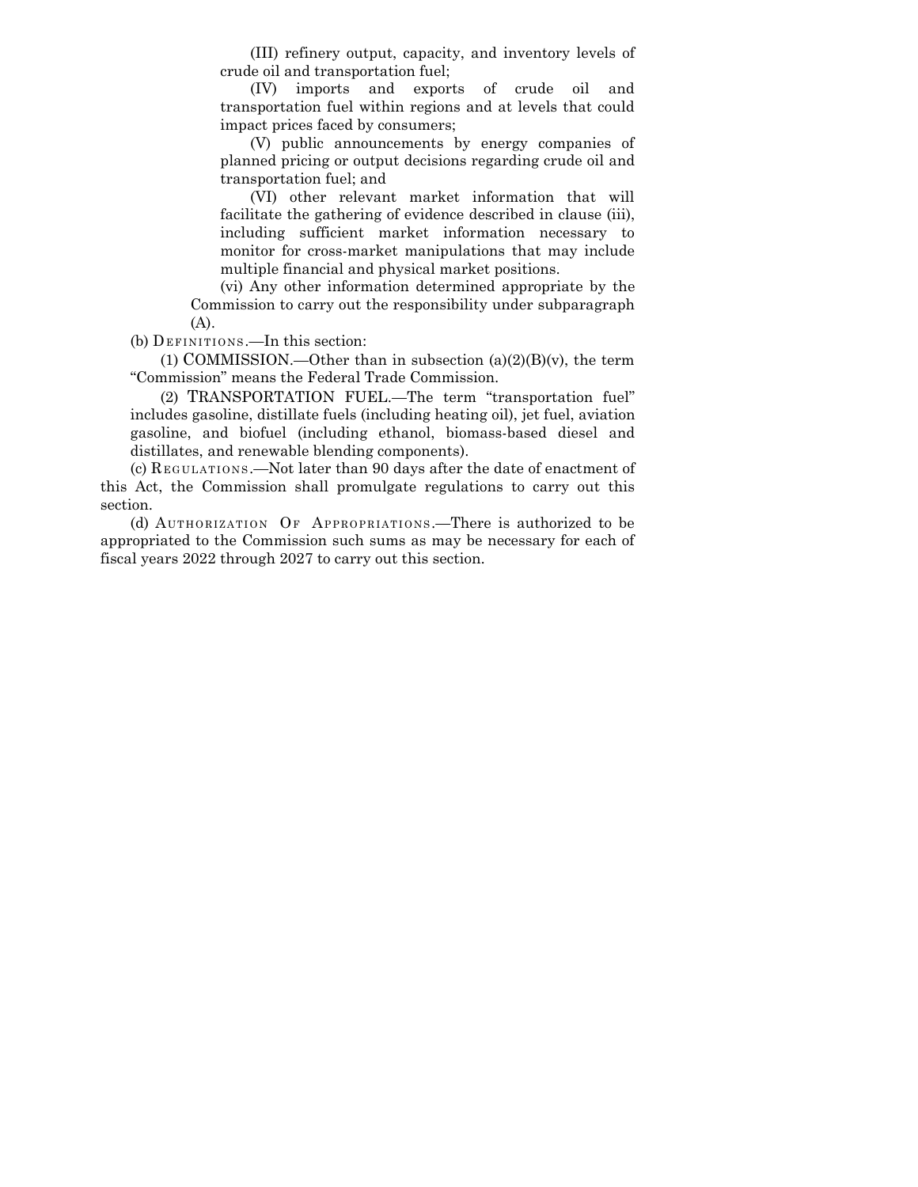(III) refinery output, capacity, and inventory levels of crude oil and transportation fuel;

(IV) imports and exports of crude oil and transportation fuel within regions and at levels that could impact prices faced by consumers;

(V) public announcements by energy companies of planned pricing or output decisions regarding crude oil and transportation fuel; and

(VI) other relevant market information that will facilitate the gathering of evidence described in clause (iii), including sufficient market information necessary to monitor for cross-market manipulations that may include multiple financial and physical market positions.

(vi) Any other information determined appropriate by the Commission to carry out the responsibility under subparagraph (A).

(b) DEFINITIONS.—In this section:

(1) COMMISSION.—Other than in subsection (a)(2)(B)(v), the term "Commission" means the Federal Trade Commission.

(2) TRANSPORTATION FUEL.—The term "transportation fuel" includes gasoline, distillate fuels (including heating oil), jet fuel, aviation gasoline, and biofuel (including ethanol, biomass-based diesel and distillates, and renewable blending components).

(c) REGULATIONS.—Not later than 90 days after the date of enactment of this Act, the Commission shall promulgate regulations to carry out this section.

(d) AUTHORIZATION OF APPROPRIATIONS.—There is authorized to be appropriated to the Commission such sums as may be necessary for each of fiscal years 2022 through 2027 to carry out this section.